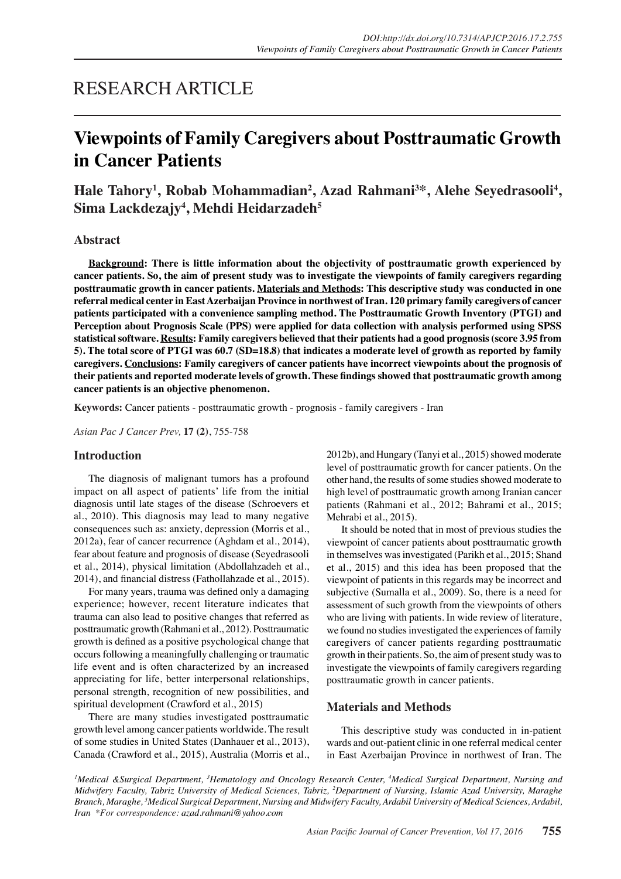RESEARCH ARTICLE

# Viewpoints of Family Caregivers about Posttraumatic Growth in Cancer Patients

**Hale Tahory[1], Robab Mohammadian[2], Azad Rahmani[3]*, Alehe Seyedrasooli[4], Sima Lackdezajy[4], Mehdi Heidarzadeh[5]**

## Abstract

**Background: There is little information about the objectivity of posttraumatic growth experienced by cancer patients. So, the aim of present study was to investigate the viewpoints of family caregivers regarding posttraumatic growth in cancer patients. Materials and Methods: This descriptive study was conducted in one referral medical center in East Azerbaijan Province in northwest of Iran. 120 primary family caregivers of cancer patients participated with a convenience sampling method. The Posttraumatic Growth Inventory (PTGI) and Perception about Prognosis Scale (PPS) were applied for data collection with analysis performed using SPSS statistical software. Results: Family caregivers believed that their patients had a good prognosis (score 3.95 from 5). The total score of PTGI was 60.7 (SD=18.8) that indicates a moderate level of growth as reported by family caregivers. Conclusions: Family caregivers of cancer patients have incorrect viewpoints about the prognosis of their patients and reported moderate levels of growth. These findings showed that posttraumatic growth among cancer patients is an objective phenomenon.**

**Keywords:** Cancer patients - posttraumatic growth - prognosis - family caregivers - Iran

*Asian Pac J Cancer Prev,* **17 (2)**, 755-758

## Introduction

The diagnosis of malignant tumors has a profound impact on all aspect of patients' life from the initial diagnosis until late stages of the disease (Schroevers et al., 2010). This diagnosis may lead to many negative consequences such as: anxiety, depression (Morris et al., 2012a), fear of cancer recurrence (Aghdam et al., 2014), fear about feature and prognosis of disease (Seyedrasooli et al., 2014), physical limitation (Abdollahzadeh et al., 2014), and financial distress (Fathollahzade et al., 2015).

For many years, trauma was defined only a damaging experience; however, recent literature indicates that trauma can also lead to positive changes that referred as posttraumatic growth (Rahmani et al., 2012). Posttraumatic growth is defined as a positive psychological change that occurs following a meaningfully challenging or traumatic life event and is often characterized by an increased appreciating for life, better interpersonal relationships, personal strength, recognition of new possibilities, and spiritual development (Crawford et al., 2015)

There are many studies investigated posttraumatic growth level among cancer patients worldwide. The result of some studies in United States (Danhauer et al., 2013), Canada (Crawford et al., 2015), Australia (Morris et al., 2012b), and Hungary (Tanyi et al., 2015) showed moderate level of posttraumatic growth for cancer patients. On the other hand, the results of some studies showed moderate to high level of posttraumatic growth among Iranian cancer patients (Rahmani et al., 2012; Bahrami et al., 2015; Mehrabi et al., 2015).

It should be noted that in most of previous studies the viewpoint of cancer patients about posttraumatic growth in themselves was investigated (Parikh et al., 2015; Shand et al., 2015) and this idea has been proposed that the viewpoint of patients in this regards may be incorrect and subjective (Sumalla et al., 2009). So, there is a need for assessment of such growth from the viewpoints of others who are living with patients. In wide review of literature, we found no studies investigated the experiences of family caregivers of cancer patients regarding posttraumatic growth in their patients. So, the aim of present study was to investigate the viewpoints of family caregivers regarding posttraumatic growth in cancer patients.

## Materials and Methods

This descriptive study was conducted in in-patient wards and out-patient clinic in one referral medical center in East Azerbaijan Province in northwest of Iran. The

*[1]Medical &Surgical Department, [3]Hematology and Oncology Research Center, [4]Medical Surgical Department, Nursing and Midwifery Faculty, Tabriz University of Medical Sciences, Tabriz, [2]Department of Nursing, Islamic Azad University, Maraghe Branch, Maraghe, [5]Medical Surgical Department, Nursing and Midwifery Faculty, Ardabil University of Medical Sciences, Ardabil, Iran \*For correspondence: azad.rahmani@yahoo.com*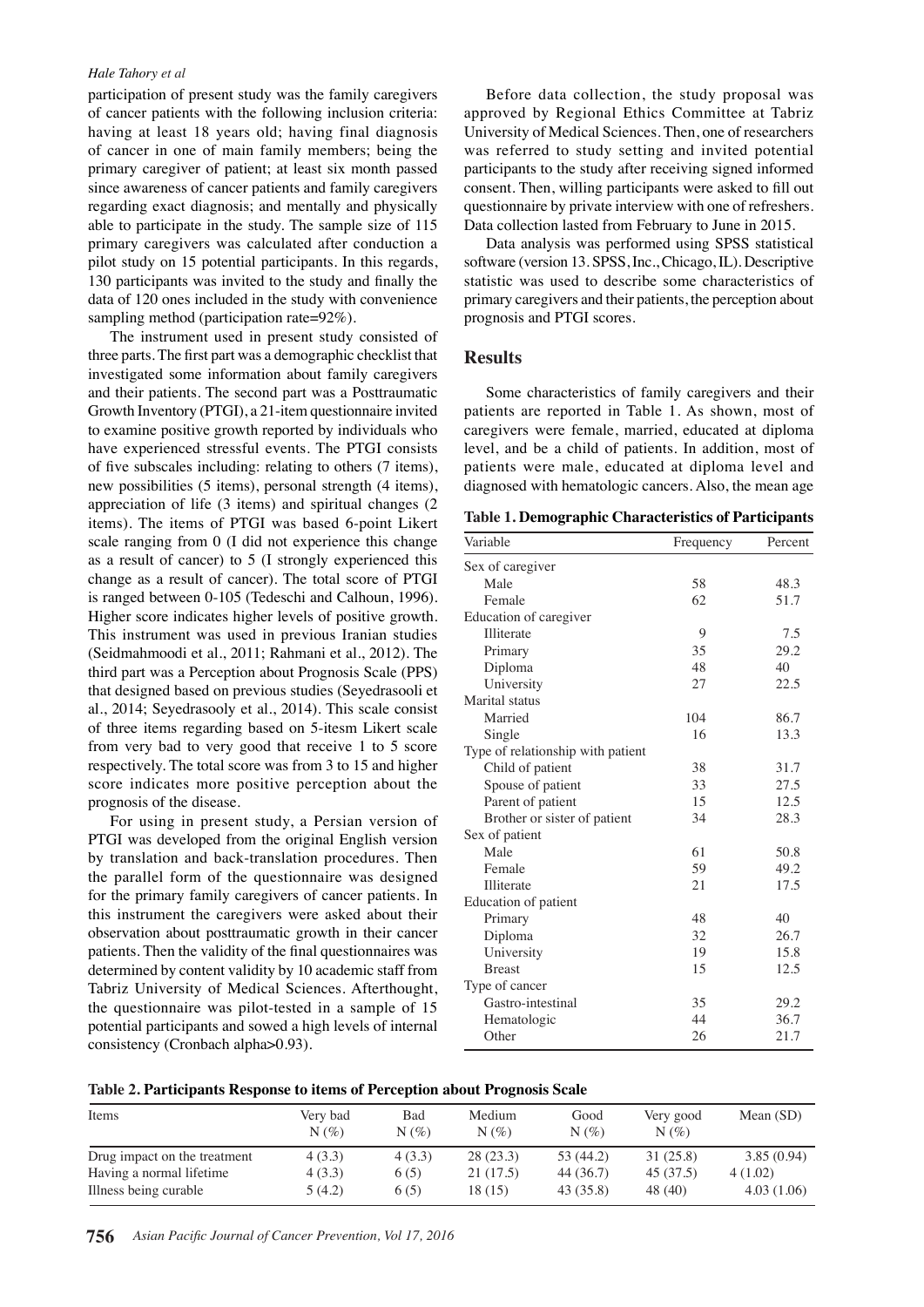participation of present study was the family caregivers of cancer patients with the following inclusion criteria: having at least 18 years old; having final diagnosis of cancer in one of main family members; being the primary caregiver of patient; at least six month passed since awareness of cancer patients and family caregivers regarding exact diagnosis; and mentally and physically able to participate in the study. The sample size of 115 primary caregivers was calculated after conduction a pilot study on 15 potential participants. In this regards, 130 participants was invited to the study and finally the data of 120 ones included in the study with convenience sampling method (participation rate=92%).

The instrument used in present study consisted of three parts. The first part was a demographic checklist that investigated some information about family caregivers and their patients. The second part was a Posttraumatic Growth Inventory (PTGI), a 21-item questionnaire invited to examine positive growth reported by individuals who have experienced stressful events. The PTGI consists of five subscales including: relating to others (7 items), new possibilities (5 items), personal strength (4 items), appreciation of life (3 items) and spiritual changes (2 items). The items of PTGI was based 6-point Likert scale ranging from 0 (I did not experience this change as a result of cancer) to 5 (I strongly experienced this change as a result of cancer). The total score of PTGI is ranged between 0-105 (Tedeschi and Calhoun, 1996). Higher score indicates higher levels of positive growth. This instrument was used in previous Iranian studies (Seidmahmoodi et al., 2011; Rahmani et al., 2012). The third part was a Perception about Prognosis Scale (PPS) that designed based on previous studies (Seyedrasooli et al., 2014; Seyedrasooly et al., 2014). This scale consist of three items regarding based on 5-itesm Likert scale from very bad to very good that receive 1 to 5 score respectively. The total score was from 3 to 15 and higher score indicates more positive perception about the prognosis of the disease.

For using in present study, a Persian version of PTGI was developed from the original English version by translation and back-translation procedures. Then the parallel form of the questionnaire was designed for the primary family caregivers of cancer patients. In this instrument the caregivers were asked about their observation about posttraumatic growth in their cancer patients. Then the validity of the final questionnaires was determined by content validity by 10 academic staff from Tabriz University of Medical Sciences. Afterthought, the questionnaire was pilot-tested in a sample of 15 potential participants and sowed a high levels of internal consistency (Cronbach alpha>0.93).

Before data collection, the study proposal was approved by Regional Ethics Committee at Tabriz University of Medical Sciences. Then, one of researchers was referred to study setting and invited potential participants to the study after receiving signed informed consent. Then, willing participants were asked to fill out questionnaire by private interview with one of refreshers. Data collection lasted from February to June in 2015.

Data analysis was performed using SPSS statistical software (version 13. SPSS, Inc., Chicago, IL). Descriptive statistic was used to describe some characteristics of primary caregivers and their patients, the perception about prognosis and PTGI scores.

## Results

Some characteristics of family caregivers and their patients are reported in Table 1. As shown, most of caregivers were female, married, educated at diploma level, and be a child of patients. In addition, most of patients were male, educated at diploma level and diagnosed with hematologic cancers. Also, the mean age

**Table 1. Demographic Characteristics of Participants**

| Variable | Frequency | Percent |
|---|---|---|
| Sex of caregiver | | |
| Male | 58 | 48.3 |
| Female | 62 | 51.7 |
| Education of caregiver | | |
| Illiterate | 9 | 7.5 |
| Primary | 35 | 29.2 |
| Diploma | 48 | 40 |
| University | 27 | 22.5 |
| Marital status | | |
| Married | 104 | 86.7 |
| Single | 16 | 13.3 |
| Type of relationship with patient | | |
| Child of patient | 38 | 31.7 |
| Spouse of patient | 33 | 27.5 |
| Parent of patient | 15 | 12.5 |
| Brother or sister of patient | 34 | 28.3 |
| Sex of patient | | |
| Male | 61 | 50.8 |
| Female | 59 | 49.2 |
| Illiterate | 21 | 17.5 |
| Education of patient | | |
| Primary | 48 | 40 |
| Diploma | 32 | 26.7 |
| University | 19 | 15.8 |
| Breast | 15 | 12.5 |
| Type of cancer | | |
| Gastro-intestinal | 35 | 29.2 |
| Hematologic | 44 | 36.7 |
| Other | 26 | 21.7 |

**Table 2. Participants Response to items of Perception about Prognosis Scale**

| Items | Very bad N (%) | Bad N (%) | Medium N (%) | Good N (%) | Very good N (%) | Mean (SD) |
|---|---|---|---|---|---|---|
| Drug impact on the treatment | 4 (3.3) | 4 (3.3) | 28 (23.3) | 53 (44.2) | 31 (25.8) | 3.85 (0.94) |
| Having a normal lifetime | 4 (3.3) | 6 (5) | 21 (17.5) | 44 (36.7) | 45 (37.5) | 4 (1.02) |
| Illness being curable | 5 (4.2) | 6 (5) | 18 (15) | 43 (35.8) | 48 (40) | 4.03 (1.06) |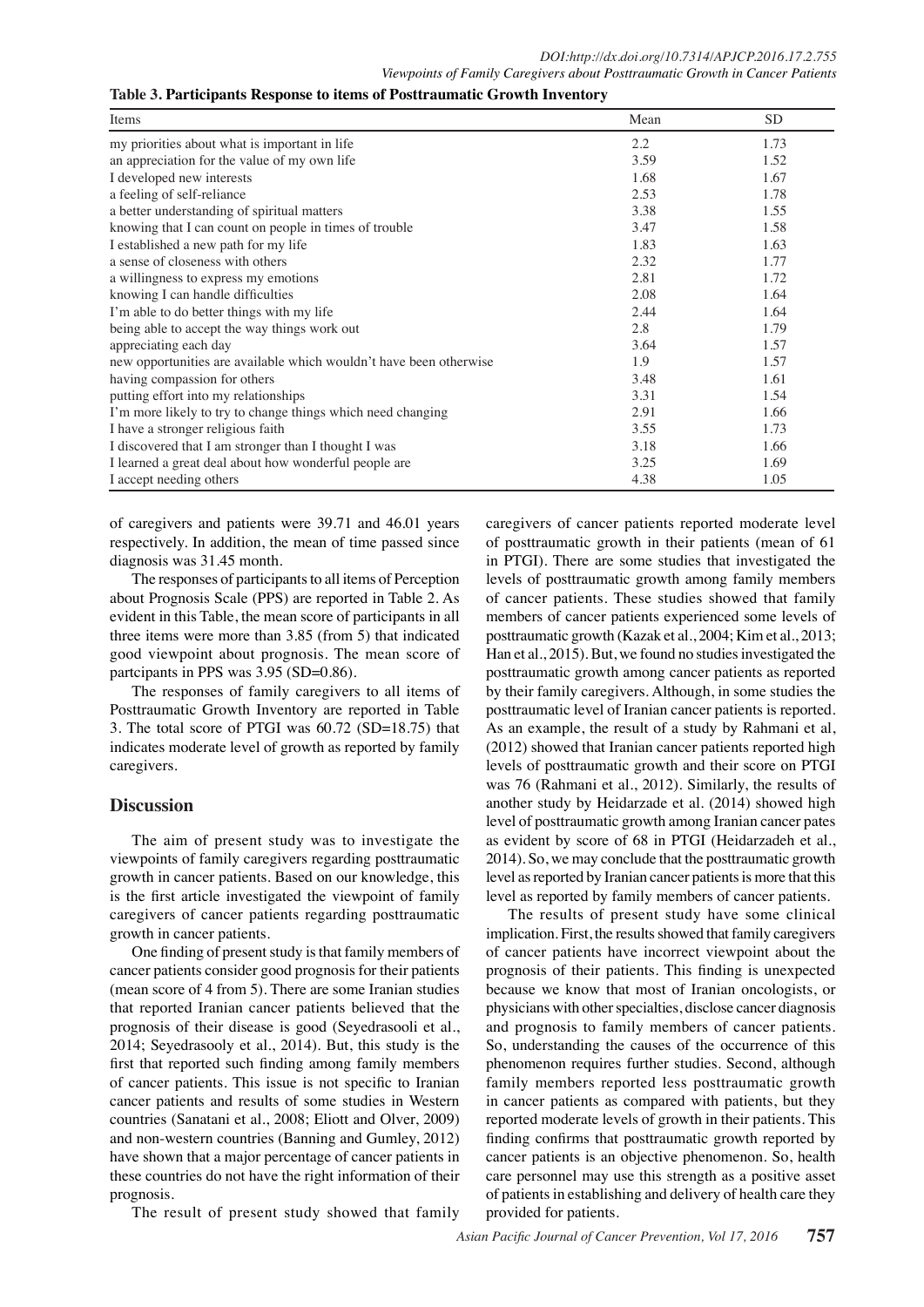**Table 3. Participants Response to items of Posttraumatic Growth Inventory**

| Items | Mean | SD |
|---|---|---|
| my priorities about what is important in life | 2.2 | 1.73 |
| an appreciation for the value of my own life | 3.59 | 1.52 |
| I developed new interests | 1.68 | 1.67 |
| a feeling of self-reliance | 2.53 | 1.78 |
| a better understanding of spiritual matters | 3.38 | 1.55 |
| knowing that I can count on people in times of trouble | 3.47 | 1.58 |
| I established a new path for my life | 1.83 | 1.63 |
| a sense of closeness with others | 2.32 | 1.77 |
| a willingness to express my emotions | 2.81 | 1.72 |
| knowing I can handle difficulties | 2.08 | 1.64 |
| I'm able to do better things with my life | 2.44 | 1.64 |
| being able to accept the way things work out | 2.8 | 1.79 |
| appreciating each day | 3.64 | 1.57 |
| new opportunities are available which wouldn't have been otherwise | 1.9 | 1.57 |
| having compassion for others | 3.48 | 1.61 |
| putting effort into my relationships | 3.31 | 1.54 |
| I'm more likely to try to change things which need changing | 2.91 | 1.66 |
| I have a stronger religious faith | 3.55 | 1.73 |
| I discovered that I am stronger than I thought I was | 3.18 | 1.66 |
| I learned a great deal about how wonderful people are | 3.25 | 1.69 |
| I accept needing others | 4.38 | 1.05 |

of caregivers and patients were 39.71 and 46.01 years respectively. In addition, the mean of time passed since diagnosis was 31.45 month.

The responses of participants to all items of Perception about Prognosis Scale (PPS) are reported in Table 2. As evident in this Table, the mean score of participants in all three items were more than 3.85 (from 5) that indicated good viewpoint about prognosis. The mean score of partcipants in PPS was 3.95 (SD=0.86).

The responses of family caregivers to all items of Posttraumatic Growth Inventory are reported in Table 3. The total score of PTGI was 60.72 (SD=18.75) that indicates moderate level of growth as reported by family caregivers.

## Discussion

The aim of present study was to investigate the viewpoints of family caregivers regarding posttraumatic growth in cancer patients. Based on our knowledge, this is the first article investigated the viewpoint of family caregivers of cancer patients regarding posttraumatic growth in cancer patients.

One finding of present study is that family members of cancer patients consider good prognosis for their patients (mean score of 4 from 5). There are some Iranian studies that reported Iranian cancer patients believed that the prognosis of their disease is good (Seyedrasooli et al., 2014; Seyedrasooly et al., 2014). But, this study is the first that reported such finding among family members of cancer patients. This issue is not specific to Iranian cancer patients and results of some studies in Western countries (Sanatani et al., 2008; Eliott and Olver, 2009) and non-western countries (Banning and Gumley, 2012) have shown that a major percentage of cancer patients in these countries do not have the right information of their prognosis.

The result of present study showed that family caregivers of cancer patients reported moderate level of posttraumatic growth in their patients (mean of 61 in PTGI). There are some studies that investigated the levels of posttraumatic growth among family members of cancer patients. These studies showed that family members of cancer patients experienced some levels of posttraumatic growth (Kazak et al., 2004; Kim et al., 2013; Han et al., 2015). But, we found no studies investigated the posttraumatic growth among cancer patients as reported by their family caregivers. Although, in some studies the posttraumatic level of Iranian cancer patients is reported. As an example, the result of a study by Rahmani et al, (2012) showed that Iranian cancer patients reported high levels of posttraumatic growth and their score on PTGI was 76 (Rahmani et al., 2012). Similarly, the results of another study by Heidarzade et al. (2014) showed high level of posttraumatic growth among Iranian cancer pates as evident by score of 68 in PTGI (Heidarzadeh et al., 2014). So, we may conclude that the posttraumatic growth level as reported by Iranian cancer patients is more that this level as reported by family members of cancer patients.

The results of present study have some clinical implication. First, the results showed that family caregivers of cancer patients have incorrect viewpoint about the prognosis of their patients. This finding is unexpected because we know that most of Iranian oncologists, or physicians with other specialties, disclose cancer diagnosis and prognosis to family members of cancer patients. So, understanding the causes of the occurrence of this phenomenon requires further studies. Second, although family members reported less posttraumatic growth in cancer patients as compared with patients, but they reported moderate levels of growth in their patients. This finding confirms that posttraumatic growth reported by cancer patients is an objective phenomenon. So, health care personnel may use this strength as a positive asset of patients in establishing and delivery of health care they provided for patients.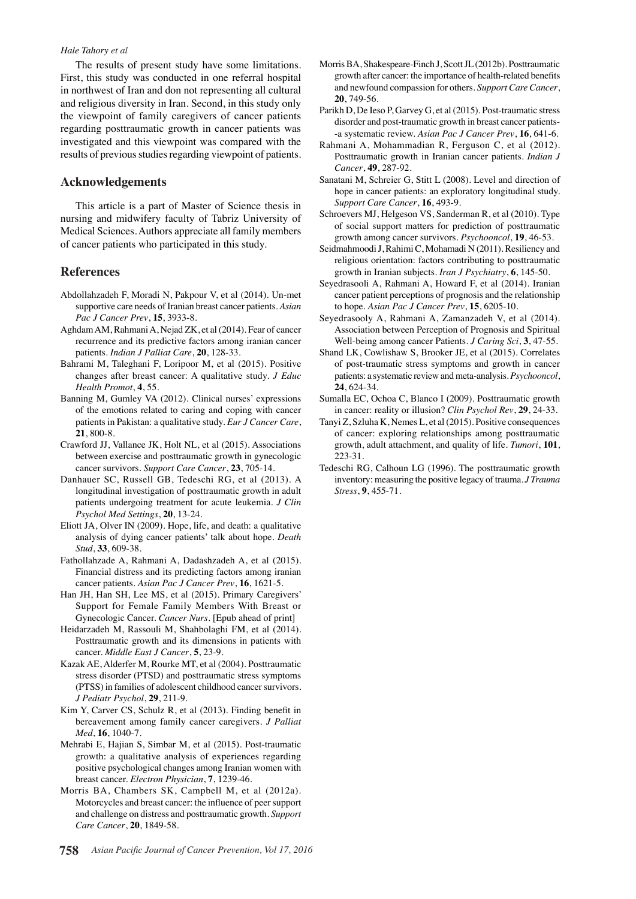The results of present study have some limitations. First, this study was conducted in one referral hospital in northwest of Iran and don not representing all cultural and religious diversity in Iran. Second, in this study only the viewpoint of family caregivers of cancer patients regarding posttraumatic growth in cancer patients was investigated and this viewpoint was compared with the results of previous studies regarding viewpoint of patients.

## Acknowledgements

This article is a part of Master of Science thesis in nursing and midwifery faculty of Tabriz University of Medical Sciences. Authors appreciate all family members of cancer patients who participated in this study.

## References

Abdollahzadeh F, Moradi N, Pakpour V, et al (2014). Un-met supportive care needs of Iranian breast cancer patients. *Asian Pac J Cancer Prev*, **15**, 3933-8.

Aghdam AM, Rahmani A, Nejad ZK, et al (2014). Fear of cancer recurrence and its predictive factors among iranian cancer patients. *Indian J Palliat Care*, **20**, 128-33.

Bahrami M, Taleghani F, Loripoor M, et al (2015). Positive changes after breast cancer: A qualitative study. *J Educ Health Promot*, **4**, 55.

Banning M, Gumley VA (2012). Clinical nurses' expressions of the emotions related to caring and coping with cancer patients in Pakistan: a qualitative study. *Eur J Cancer Care*, **21**, 800-8.

Crawford JJ, Vallance JK, Holt NL, et al (2015). Associations between exercise and posttraumatic growth in gynecologic cancer survivors. *Support Care Cancer*, **23**, 705-14.

Danhauer SC, Russell GB, Tedeschi RG, et al (2013). A longitudinal investigation of posttraumatic growth in adult patients undergoing treatment for acute leukemia. *J Clin Psychol Med Settings*, **20**, 13-24.

Eliott JA, Olver IN (2009). Hope, life, and death: a qualitative analysis of dying cancer patients' talk about hope. *Death Stud*, **33**, 609-38.

Fathollahzade A, Rahmani A, Dadashzadeh A, et al (2015). Financial distress and its predicting factors among iranian cancer patients. *Asian Pac J Cancer Prev*, **16**, 1621-5.

Han JH, Han SH, Lee MS, et al (2015). Primary Caregivers' Support for Female Family Members With Breast or Gynecologic Cancer. *Cancer Nurs*. [Epub ahead of print]

Heidarzadeh M, Rassouli M, Shahbolaghi FM, et al (2014). Posttraumatic growth and its dimensions in patients with cancer. *Middle East J Cancer*, **5**, 23-9.

Kazak AE, Alderfer M, Rourke MT, et al (2004). Posttraumatic stress disorder (PTSD) and posttraumatic stress symptoms (PTSS) in families of adolescent childhood cancer survivors. *J Pediatr Psychol*, **29**, 211-9.

Kim Y, Carver CS, Schulz R, et al (2013). Finding benefit in bereavement among family cancer caregivers. *J Palliat Med*, **16**, 1040-7.

Mehrabi E, Hajian S, Simbar M, et al (2015). Post-traumatic growth: a qualitative analysis of experiences regarding positive psychological changes among Iranian women with breast cancer. *Electron Physician*, **7**, 1239-46.

Morris BA, Chambers SK, Campbell M, et al (2012a). Motorcycles and breast cancer: the influence of peer support and challenge on distress and posttraumatic growth. *Support Care Cancer*, **20**, 1849-58.

Morris BA, Shakespeare-Finch J, Scott JL (2012b). Posttraumatic growth after cancer: the importance of health-related benefits and newfound compassion for others. *Support Care Cancer*, **20**, 749-56.

Parikh D, De Ieso P, Garvey G, et al (2015). Post-traumatic stress disorder and post-traumatic growth in breast cancer patients--a systematic review. *Asian Pac J Cancer Prev*, **16**, 641-6.

Rahmani A, Mohammadian R, Ferguson C, et al (2012). Posttraumatic growth in Iranian cancer patients. *Indian J Cancer*, **49**, 287-92.

Sanatani M, Schreier G, Stitt L (2008). Level and direction of hope in cancer patients: an exploratory longitudinal study. *Support Care Cancer*, **16**, 493-9.

Schroevers MJ, Helgeson VS, Sanderman R, et al (2010). Type of social support matters for prediction of posttraumatic growth among cancer survivors. *Psychooncol*, **19**, 46-53.

Seidmahmoodi J, Rahimi C, Mohamadi N (2011). Resiliency and religious orientation: factors contributing to posttraumatic growth in Iranian subjects. *Iran J Psychiatry*, **6**, 145-50.

Seyedrasooli A, Rahmani A, Howard F, et al (2014). Iranian cancer patient perceptions of prognosis and the relationship to hope. *Asian Pac J Cancer Prev*, **15**, 6205-10.

Seyedrasooly A, Rahmani A, Zamanzadeh V, et al (2014). Association between Perception of Prognosis and Spiritual Well-being among Cancer Patients. *J Caring Sci*, **3**, 47-55.

Shand LK, Cowlishaw S, Brooker JE, et al (2015). Correlates of post-traumatic stress symptoms and growth in cancer patients: a systematic review and meta-analysis. *Psychooncol*, **24**, 624-34.

Sumalla EC, Ochoa C, Blanco I (2009). Posttraumatic growth in cancer: reality or illusion? *Clin Psychol Rev*, **29**, 24-33.

Tanyi Z, Szluha K, Nemes L, et al (2015). Positive consequences of cancer: exploring relationships among posttraumatic growth, adult attachment, and quality of life. *Tumori*, **101**, 223-31.

Tedeschi RG, Calhoun LG (1996). The posttraumatic growth inventory: measuring the positive legacy of trauma. *J Trauma Stress*, **9**, 455-71.